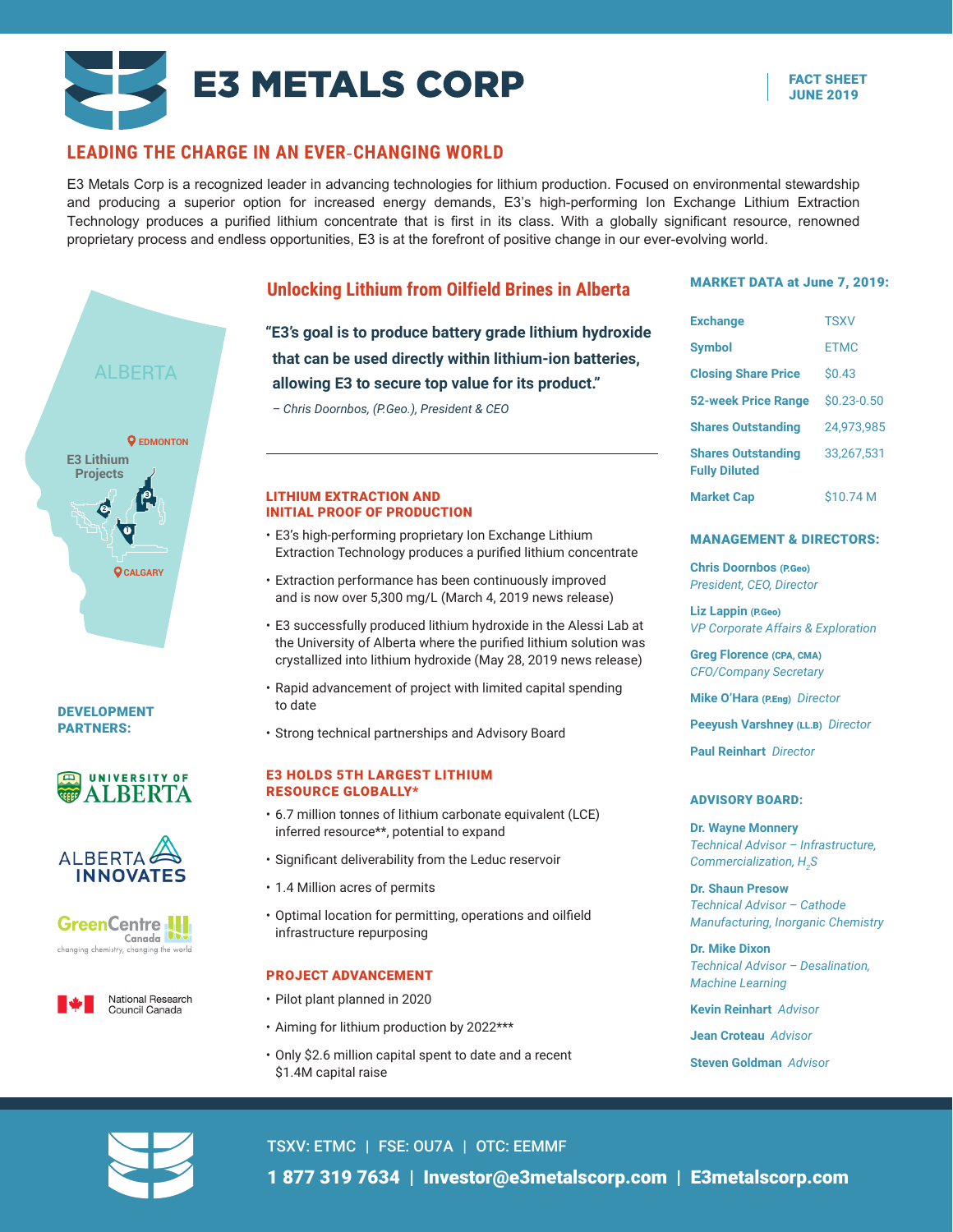# E3 METALS CORP

**FACT SHEET**
**JUNE 2019**

## LEADING THE CHARGE IN AN EVER-CHANGING WORLD

E3 Metals Corp is a recognized leader in advancing technologies for lithium production. Focused on environmental stewardship and producing a superior option for increased energy demands, E3's high-performing Ion Exchange Lithium Extraction Technology produces a purified lithium concentrate that is first in its class. With a globally significant resource, renowned proprietary process and endless opportunities, E3 is at the forefront of positive change in our ever-evolving world.

ALBERTA

EDMONTON

E3 Lithium Projects

CALGARY

## Unlocking Lithium from Oilfield Brines in Alberta

**"E3's goal is to produce battery grade lithium hydroxide that can be used directly within lithium-ion batteries, allowing E3 to secure top value for its product."**

*– Chris Doornbos, (P.Geo.), President & CEO*

### LITHIUM EXTRACTION AND INITIAL PROOF OF PRODUCTION

- E3's high-performing proprietary Ion Exchange Lithium Extraction Technology produces a purified lithium concentrate
- Extraction performance has been continuously improved and is now over 5,300 mg/L (March 4, 2019 news release)
- E3 successfully produced lithium hydroxide in the Alessi Lab at the University of Alberta where the purified lithium solution was crystallized into lithium hydroxide (May 28, 2019 news release)
- Rapid advancement of project with limited capital spending to date
- Strong technical partnerships and Advisory Board

### E3 HOLDS 5TH LARGEST LITHIUM RESOURCE GLOBALLY*

- 6.7 million tonnes of lithium carbonate equivalent (LCE) inferred resource**, potential to expand
- Significant deliverability from the Leduc reservoir
- 1.4 Million acres of permits
- Optimal location for permitting, operations and oilfield infrastructure repurposing

### PROJECT ADVANCEMENT

- Pilot plant planned in 2020
- Aiming for lithium production by 2022***
- Only $2.6 million capital spent to date and a recent $1.4M capital raise

### DEVELOPMENT PARTNERS:

- University of Alberta
- Alberta Innovates
- GreenCentre Canada – changing chemistry, changing the world
- National Research Council Canada

### MARKET DATA at June 7, 2019:

| | |
|---|---|
| **Exchange** | TSXV |
| **Symbol** | ETMC |
| **Closing Share Price** | $0.43 |
| **52-week Price Range** | $0.23-0.50 |
| **Shares Outstanding** | 24,973,985 |
| **Shares Outstanding Fully Diluted** | 33,267,531 |
| **Market Cap** | $10.74 M |

### MANAGEMENT & DIRECTORS:

**Chris Doornbos** (P.Geo)
*President, CEO, Director*

**Liz Lappin** (P.Geo)
*VP Corporate Affairs & Exploration*

**Greg Florence** (CPA, CMA)
*CFO/Company Secretary*

**Mike O'Hara** (P.Eng) *Director*

**Peeyush Varshney** (LL.B) *Director*

**Paul Reinhart** *Director*

### ADVISORY BOARD:

**Dr. Wayne Monnery**
*Technical Advisor – Infrastructure, Commercialization, $H_2S$*

**Dr. Shaun Presow**
*Technical Advisor – Cathode Manufacturing, Inorganic Chemistry*

**Dr. Mike Dixon**
*Technical Advisor – Desalination, Machine Learning*

**Kevin Reinhart** *Advisor*

**Jean Croteau** *Advisor*

**Steven Goldman** *Advisor*

TSXV: ETMC | FSE: OU7A | OTC: EEMMF

**1 877 319 7634 | Investor@e3metalscorp.com | E3metalscorp.com**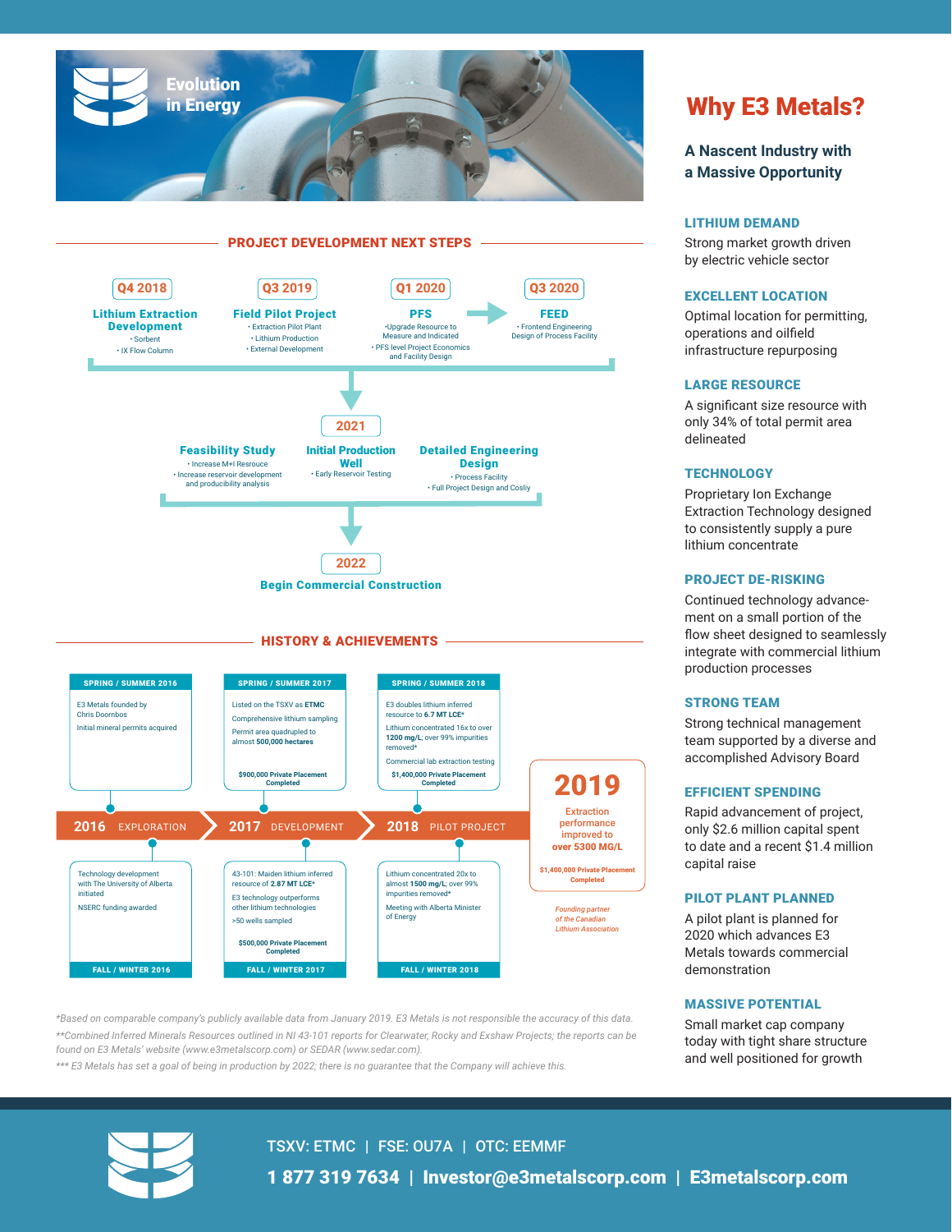Evolution in Energy

## PROJECT DEVELOPMENT NEXT STEPS

**Q4 2018**
**Lithium Extraction Development**
- Sorbent
- IX Flow Column

**Q3 2019**
**Field Pilot Project**
- Extraction Pilot Plant
- Lithium Production
- External Development

**Q1 2020**
**PFS**
- Upgrade Resource to Measure and Indicated
- PFS level Project Economics and Facility Design

**Q3 2020**
**FEED**
- Frontend Engineering Design of Process Facility

**2021**

**Feasibility Study**
- Increase M+I Resrouce
- Increase reservoir development and producibility analysis

**Initial Production Well**
- Early Reservoir Testing

**Detailed Engineering Design**
- Process Facility
- Full Project Design and Costiy

**2022**
**Begin Commercial Construction**

## HISTORY & ACHIEVEMENTS

**SPRING / SUMMER 2016**

E3 Metals founded by Chris Doornbos

Initial mineral permits acquired

**2016 EXPLORATION**

Technology development with The University of Alberta initiated

NSERC funding awarded

**FALL / WINTER 2016**

**SPRING / SUMMER 2017**

Listed on the TSXV as **ETMC**

Comprehensive lithium sampling

Permit area quadrupled to almost **500,000 hectares**

**$900,000 Private Placement Completed**

**2017 DEVELOPMENT**

43-101: Maiden lithium inferred resource of **2.87 MT LCE**\*

E3 technology outperforms other lithium technologies

>50 wells sampled

**$500,000 Private Placement Completed**

**FALL / WINTER 2017**

**SPRING / SUMMER 2018**

E3 doubles lithium inferred resource to **6.7 MT LCE**\*

Lithium concentrated 16x to over **1200 mg/L**; over 99% impurities removed\*

Commercial lab extraction testing

**$1,400,000 Private Placement Completed**

**2018 PILOT PROJECT**

Lithium concentrated 20x to almost **1500 mg/L**; over 99% impurities removed\*

Meeting with Alberta Minister of Energy

**FALL / WINTER 2018**

**2019**

Extraction performance improved to **over 5300 MG/L**

**$1,400,000 Private Placement Completed**

*Founding partner of the Canadian Lithium Association*

*\*Based on comparable company's publicly available data from January 2019. E3 Metals is not responsible the accuracy of this data.*

*\*\*Combined Inferred Minerals Resources outlined in NI 43-101 reports for Clearwater, Rocky and Exshaw Projects; the reports can be found on E3 Metals' website (www.e3metalscorp.com) or SEDAR (www.sedar.com).*

*\*\*\* E3 Metals has set a goal of being in production by 2022; there is no guarantee that the Company will achieve this.*

# Why E3 Metals?

## A Nascent Industry with a Massive Opportunity

### LITHIUM DEMAND
Strong market growth driven by electric vehicle sector

### EXCELLENT LOCATION
Optimal location for permitting, operations and oilfield infrastructure repurposing

### LARGE RESOURCE
A significant size resource with only 34% of total permit area delineated

### TECHNOLOGY
Proprietary Ion Exchange Extraction Technology designed to consistently supply a pure lithium concentrate

### PROJECT DE-RISKING
Continued technology advancement on a small portion of the flow sheet designed to seamlessly integrate with commercial lithium production processes

### STRONG TEAM
Strong technical management team supported by a diverse and accomplished Advisory Board

### EFFICIENT SPENDING
Rapid advancement of project, only $2.6 million capital spent to date and a recent $1.4 million capital raise

### PILOT PLANT PLANNED
A pilot plant is planned for 2020 which advances E3 Metals towards commercial demonstration

### MASSIVE POTENTIAL
Small market cap company today with tight share structure and well positioned for growth

TSXV: ETMC | FSE: OU7A | OTC: EEMMF

**1 877 319 7634 | Investor@e3metalscorp.com | E3metalscorp.com**